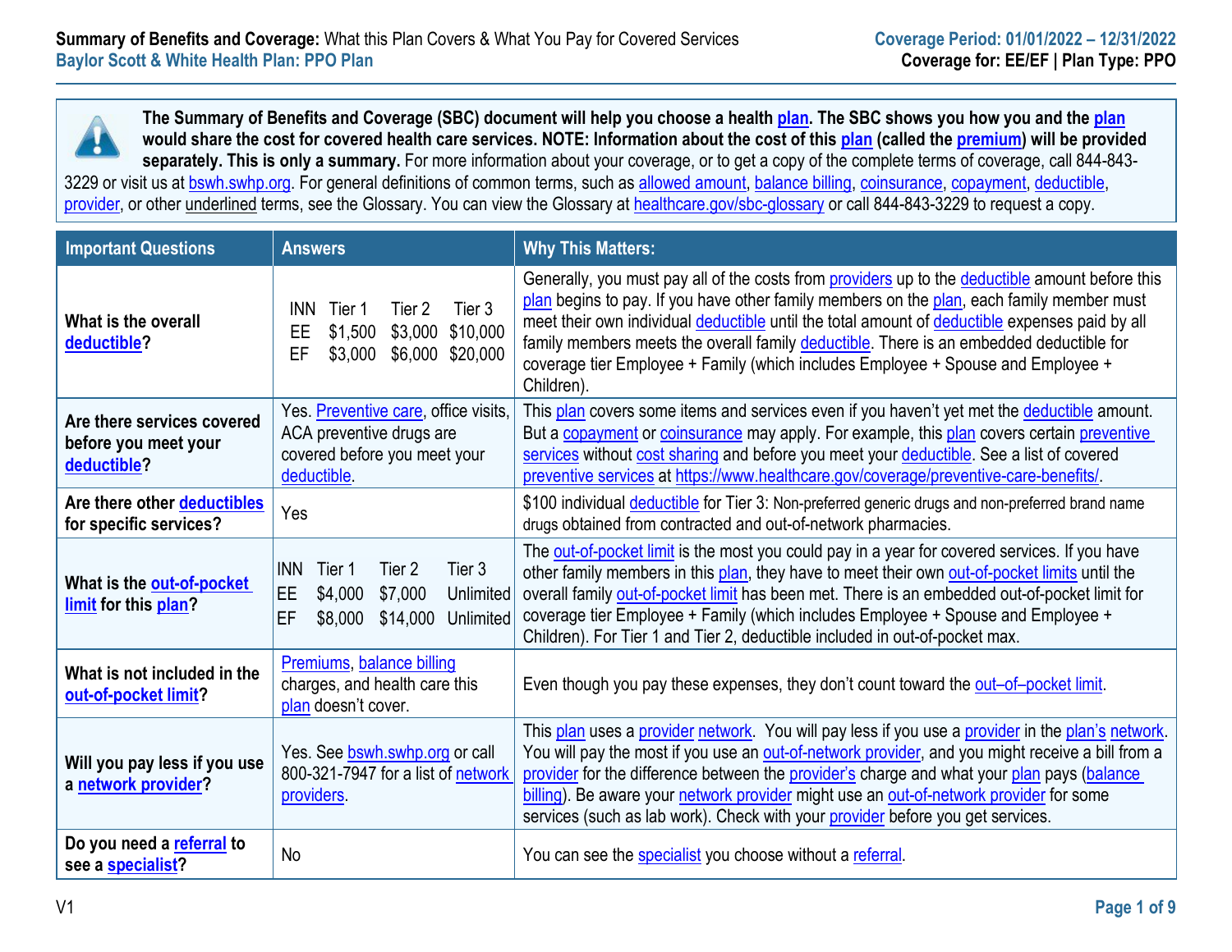**Summary of Benefits and Coverage:** What this Plan Covers & What You Pay for Covered Services
**Baylor Scott & White Health Plan: PPO Plan**

**Coverage Period: 01/01/2022 – 12/31/2022**
**Coverage for: EE/EF | Plan Type: PPO**

**The Summary of Benefits and Coverage (SBC) document will help you choose a health plan. The SBC shows you how you and the plan would share the cost for covered health care services. NOTE: Information about the cost of this plan (called the premium) will be provided separately. This is only a summary.** For more information about your coverage, or to get a copy of the complete terms of coverage, call 844-843-3229 or visit us at bswh.swhp.org. For general definitions of common terms, such as allowed amount, balance billing, coinsurance, copayment, deductible, provider, or other underlined terms, see the Glossary. You can view the Glossary at healthcare.gov/sbc-glossary or call 844-843-3229 to request a copy.

| Important Questions | Answers | Why This Matters: |
|---|---|---|
| **What is the overall deductible?** | INN Tier 1 Tier 2 Tier 3<br>EE $1,500 $3,000 $10,000<br>EF $3,000 $6,000 $20,000 | Generally, you must pay all of the costs from providers up to the deductible amount before this plan begins to pay. If you have other family members on the plan, each family member must meet their own individual deductible until the total amount of deductible expenses paid by all family members meets the overall family deductible. There is an embedded deductible for coverage tier Employee + Family (which includes Employee + Spouse and Employee + Children). |
| **Are there services covered before you meet your deductible?** | Yes. Preventive care, office visits, ACA preventive drugs are covered before you meet your deductible. | This plan covers some items and services even if you haven't yet met the deductible amount. But a copayment or coinsurance may apply. For example, this plan covers certain preventive services without cost sharing and before you meet your deductible. See a list of covered preventive services at https://www.healthcare.gov/coverage/preventive-care-benefits/. |
| **Are there other deductibles for specific services?** | Yes | $100 individual deductible for Tier 3: Non-preferred generic drugs and non-preferred brand name drugs obtained from contracted and out-of-network pharmacies. |
| **What is the out-of-pocket limit for this plan?** | INN Tier 1 Tier 2 Tier 3<br>EE $4,000 $7,000 Unlimited<br>EF $8,000 $14,000 Unlimited | The out-of-pocket limit is the most you could pay in a year for covered services. If you have other family members in this plan, they have to meet their own out-of-pocket limits until the overall family out-of-pocket limit has been met. There is an embedded out-of-pocket limit for coverage tier Employee + Family (which includes Employee + Spouse and Employee + Children). For Tier 1 and Tier 2, deductible included in out-of-pocket max. |
| **What is not included in the out-of-pocket limit?** | Premiums, balance billing charges, and health care this plan doesn't cover. | Even though you pay these expenses, they don't count toward the out–of–pocket limit. |
| **Will you pay less if you use a network provider?** | Yes. See bswh.swhp.org or call 800-321-7947 for a list of network providers. | This plan uses a provider network. You will pay less if you use a provider in the plan's network. You will pay the most if you use an out-of-network provider, and you might receive a bill from a provider for the difference between the provider's charge and what your plan pays (balance billing). Be aware your network provider might use an out-of-network provider for some services (such as lab work). Check with your provider before you get services. |
| **Do you need a referral to see a specialist?** | No | You can see the specialist you choose without a referral. |

V1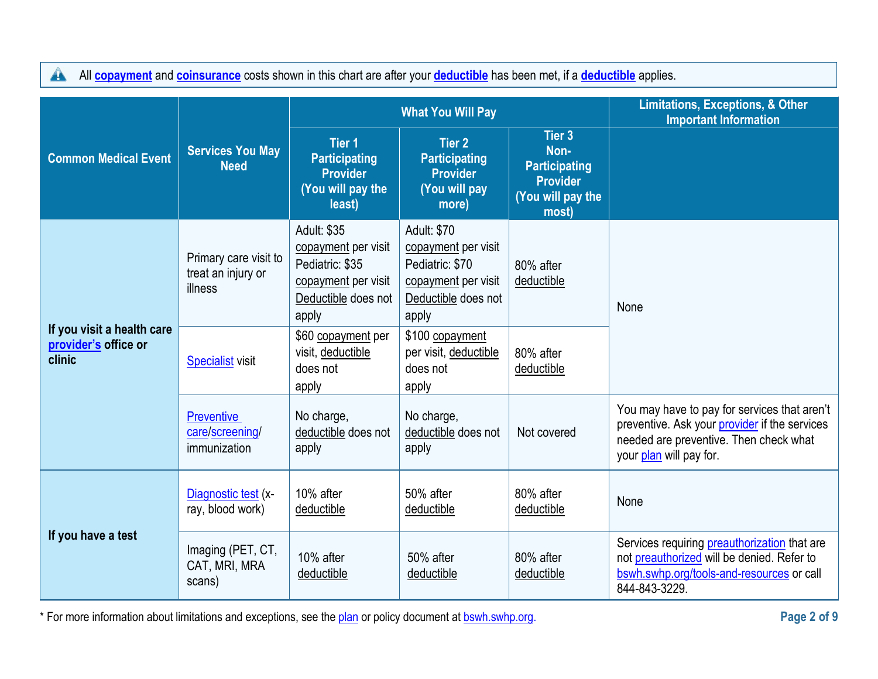All **copayment** and **coinsurance** costs shown in this chart are after your **deductible** has been met, if a **deductible** applies.

| Common Medical Event | Services You May Need | What You Will Pay | | | Limitations, Exceptions, & Other Important Information |
|---|---|---|---|---|---|
| | | Tier 1 Participating Provider (You will pay the least) | Tier 2 Participating Provider (You will pay more) | Tier 3 Non-Participating Provider (You will pay the most) | |
| **If you visit a health care provider's office or clinic** | Primary care visit to treat an injury or illness | Adult: $35 copayment per visit Pediatric: $35 copayment per visit Deductible does not apply | Adult: $70 copayment per visit Pediatric: $70 copayment per visit Deductible does not apply | 80% after deductible | None |
| | Specialist visit | $60 copayment per visit, deductible does not apply | $100 copayment per visit, deductible does not apply | 80% after deductible | |
| | Preventive care/screening/ immunization | No charge, deductible does not apply | No charge, deductible does not apply | Not covered | You may have to pay for services that aren't preventive. Ask your provider if the services needed are preventive. Then check what your plan will pay for. |
| **If you have a test** | Diagnostic test (x-ray, blood work) | 10% after deductible | 50% after deductible | 80% after deductible | None |
| | Imaging (PET, CT, CAT, MRI, MRA scans) | 10% after deductible | 50% after deductible | 80% after deductible | Services requiring preauthorization that are not preauthorized will be denied. Refer to bswh.swhp.org/tools-and-resources or call 844-843-3229. |

\* For more information about limitations and exceptions, see the plan or policy document at bswh.swhp.org.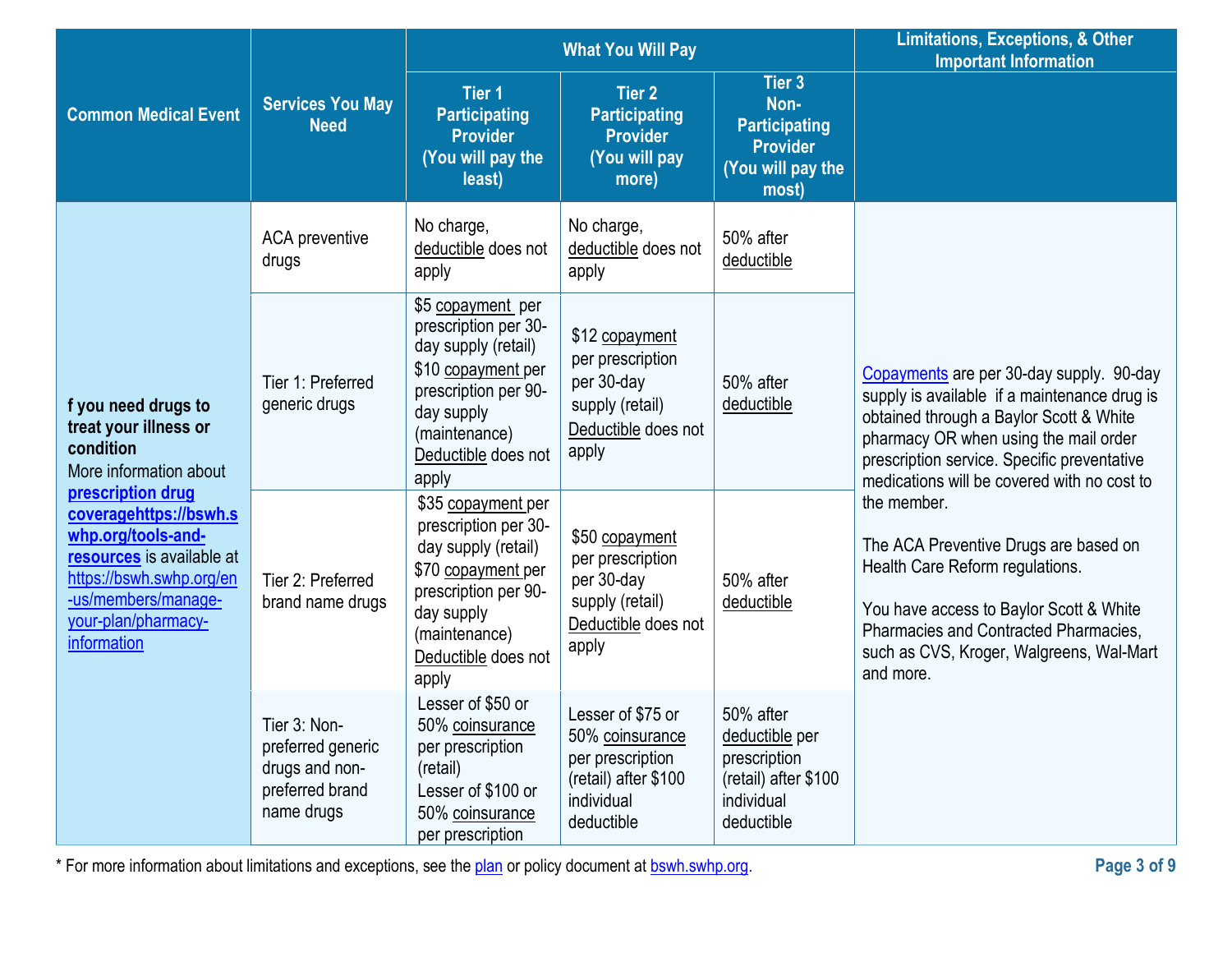| Common Medical Event | Services You May Need | What You Will Pay | | | Limitations, Exceptions, & Other Important Information |
|---|---|---|---|---|---|
| | | Tier 1 Participating Provider (You will pay the least) | Tier 2 Participating Provider (You will pay more) | Tier 3 Non-Participating Provider (You will pay the most) | |
| **f you need drugs to treat your illness or condition** More information about **prescription drug coveragehttps://bswh.swhp.org/tools-and-resources** is available at https://bswh.swhp.org/en-us/members/manage-your-plan/pharmacy-information | ACA preventive drugs | No charge, deductible does not apply | No charge, deductible does not apply | 50% after deductible | Copayments are per 30-day supply. 90-day supply is available if a maintenance drug is obtained through a Baylor Scott & White pharmacy OR when using the mail order prescription service. Specific preventative medications will be covered with no cost to the member. The ACA Preventive Drugs are based on Health Care Reform regulations. You have access to Baylor Scott & White Pharmacies and Contracted Pharmacies, such as CVS, Kroger, Walgreens, Wal-Mart and more. |
| | Tier 1: Preferred generic drugs | $5 copayment per prescription per 30-day supply (retail) $10 copayment per prescription per 90-day supply (maintenance) Deductible does not apply | $12 copayment per prescription per 30-day supply (retail) Deductible does not apply | 50% after deductible | |
| | Tier 2: Preferred brand name drugs | $35 copayment per prescription per 30-day supply (retail) $70 copayment per prescription per 90-day supply (maintenance) Deductible does not apply | $50 copayment per prescription per 30-day supply (retail) Deductible does not apply | 50% after deductible | |
| | Tier 3: Non-preferred generic drugs and non-preferred brand name drugs | Lesser of $50 or 50% coinsurance per prescription (retail) Lesser of $100 or 50% coinsurance per prescription | Lesser of $75 or 50% coinsurance per prescription (retail) after $100 individual deductible | 50% after deductible per prescription (retail) after $100 individual deductible | |

* For more information about limitations and exceptions, see the plan or policy document at bswh.swhp.org.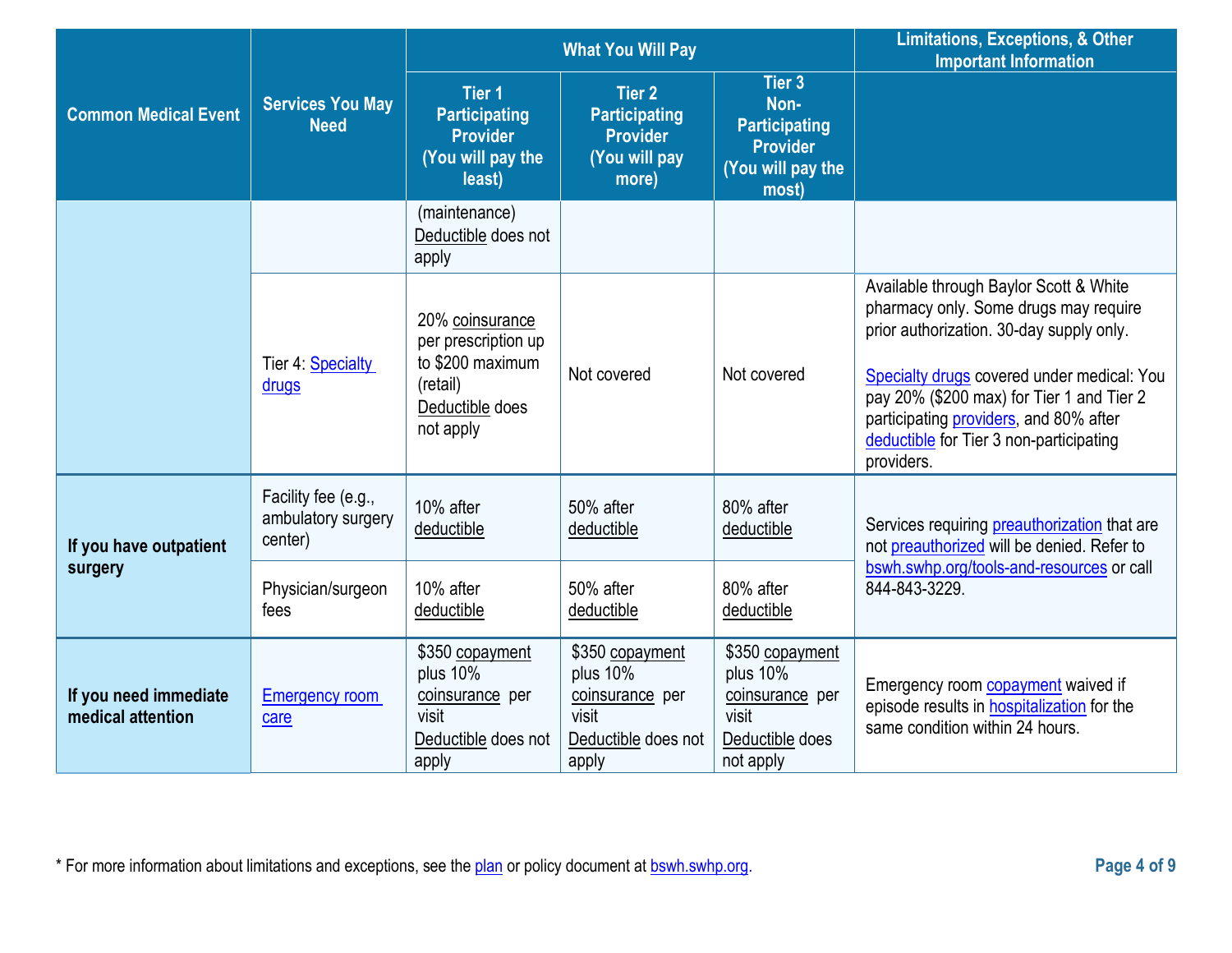| Common Medical Event | Services You May Need | What You Will Pay | | | Limitations, Exceptions, & Other Important Information |
|---|---|---|---|---|---|
| | | Tier 1 Participating Provider (You will pay the least) | Tier 2 Participating Provider (You will pay more) | Tier 3 Non-Participating Provider (You will pay the most) | |
| | | (maintenance) Deductible does not apply | | | |
| | Tier 4: Specialty drugs | 20% coinsurance per prescription up to $200 maximum (retail) Deductible does not apply | Not covered | Not covered | Available through Baylor Scott & White pharmacy only. Some drugs may require prior authorization. 30-day supply only. Specialty drugs covered under medical: You pay 20% ($200 max) for Tier 1 and Tier 2 participating providers, and 80% after deductible for Tier 3 non-participating providers. |
| If you have outpatient surgery | Facility fee (e.g., ambulatory surgery center) | 10% after deductible | 50% after deductible | 80% after deductible | Services requiring preauthorization that are not preauthorized will be denied. Refer to bswh.swhp.org/tools-and-resources or call 844-843-3229. |
| | Physician/surgeon fees | 10% after deductible | 50% after deductible | 80% after deductible | |
| If you need immediate medical attention | Emergency room care | $350 copayment plus 10% coinsurance per visit Deductible does not apply | $350 copayment plus 10% coinsurance per visit Deductible does not apply | $350 copayment plus 10% coinsurance per visit Deductible does not apply | Emergency room copayment waived if episode results in hospitalization for the same condition within 24 hours. |

* For more information about limitations and exceptions, see the plan or policy document at bswh.swhp.org.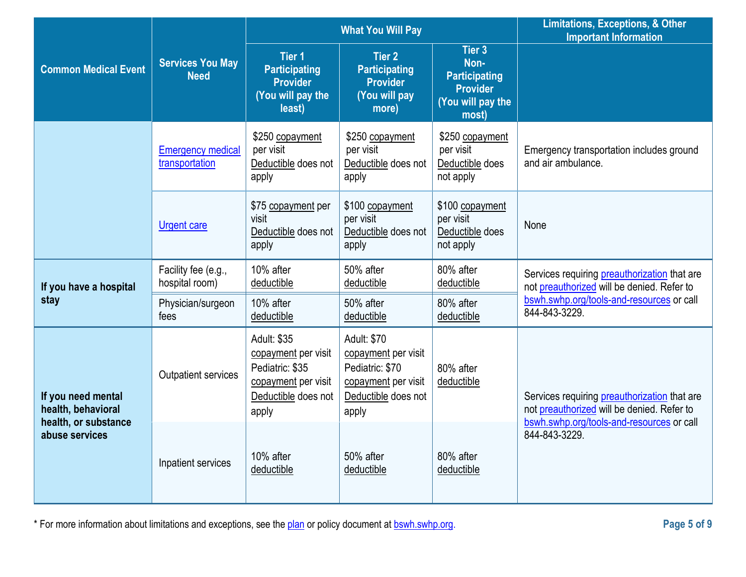| Common Medical Event | Services You May Need | What You Will Pay | | | Limitations, Exceptions, & Other Important Information |
|---|---|---|---|---|---|
| | | Tier 1 Participating Provider (You will pay the least) | Tier 2 Participating Provider (You will pay more) | Tier 3 Non-Participating Provider (You will pay the most) | |
| | Emergency medical transportation | $250 copayment per visit Deductible does not apply | $250 copayment per visit Deductible does not apply | $250 copayment per visit Deductible does not apply | Emergency transportation includes ground and air ambulance. |
| | Urgent care | $75 copayment per visit Deductible does not apply | $100 copayment per visit Deductible does not apply | $100 copayment per visit Deductible does not apply | None |
| **If you have a hospital stay** | Facility fee (e.g., hospital room) | 10% after deductible | 50% after deductible | 80% after deductible | Services requiring preauthorization that are not preauthorized will be denied. Refer to bswh.swhp.org/tools-and-resources or call 844-843-3229. |
| | Physician/surgeon fees | 10% after deductible | 50% after deductible | 80% after deductible | |
| **If you need mental health, behavioral health, or substance abuse services** | Outpatient services | Adult: $35 copayment per visit Pediatric: $35 copayment per visit Deductible does not apply | Adult: $70 copayment per visit Pediatric: $70 copayment per visit Deductible does not apply | 80% after deductible | Services requiring preauthorization that are not preauthorized will be denied. Refer to bswh.swhp.org/tools-and-resources or call 844-843-3229. |
| | Inpatient services | 10% after deductible | 50% after deductible | 80% after deductible | |

* For more information about limitations and exceptions, see the plan or policy document at bswh.swhp.org.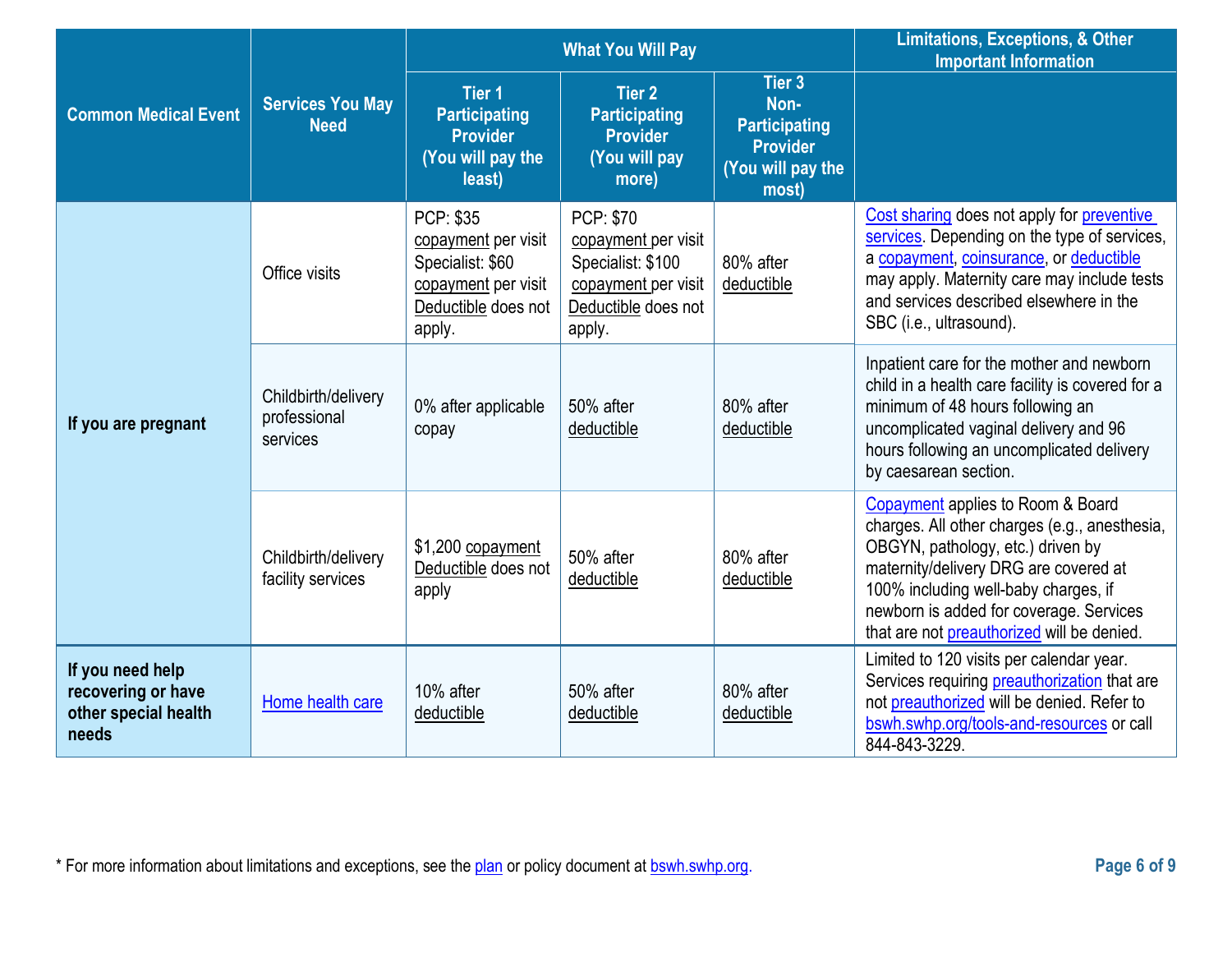| Common Medical Event | Services You May Need | What You Will Pay | | | Limitations, Exceptions, & Other Important Information |
|---|---|---|---|---|---|
| | | Tier 1 Participating Provider (You will pay the least) | Tier 2 Participating Provider (You will pay more) | Tier 3 Non-Participating Provider (You will pay the most) | |
| If you are pregnant | Office visits | PCP: $35 copayment per visit Specialist: $60 copayment per visit Deductible does not apply. | PCP: $70 copayment per visit Specialist: $100 copayment per visit Deductible does not apply. | 80% after deductible | Cost sharing does not apply for preventive services. Depending on the type of services, a copayment, coinsurance, or deductible may apply. Maternity care may include tests and services described elsewhere in the SBC (i.e., ultrasound). |
| | Childbirth/delivery professional services | 0% after applicable copay | 50% after deductible | 80% after deductible | Inpatient care for the mother and newborn child in a health care facility is covered for a minimum of 48 hours following an uncomplicated vaginal delivery and 96 hours following an uncomplicated delivery by caesarean section. |
| | Childbirth/delivery facility services | $1,200 copayment Deductible does not apply | 50% after deductible | 80% after deductible | Copayment applies to Room & Board charges. All other charges (e.g., anesthesia, OBGYN, pathology, etc.) driven by maternity/delivery DRG are covered at 100% including well-baby charges, if newborn is added for coverage. Services that are not preauthorized will be denied. |
| If you need help recovering or have other special health needs | Home health care | 10% after deductible | 50% after deductible | 80% after deductible | Limited to 120 visits per calendar year. Services requiring preauthorization that are not preauthorized will be denied. Refer to bswh.swhp.org/tools-and-resources or call 844-843-3229. |

* For more information about limitations and exceptions, see the plan or policy document at bswh.swhp.org.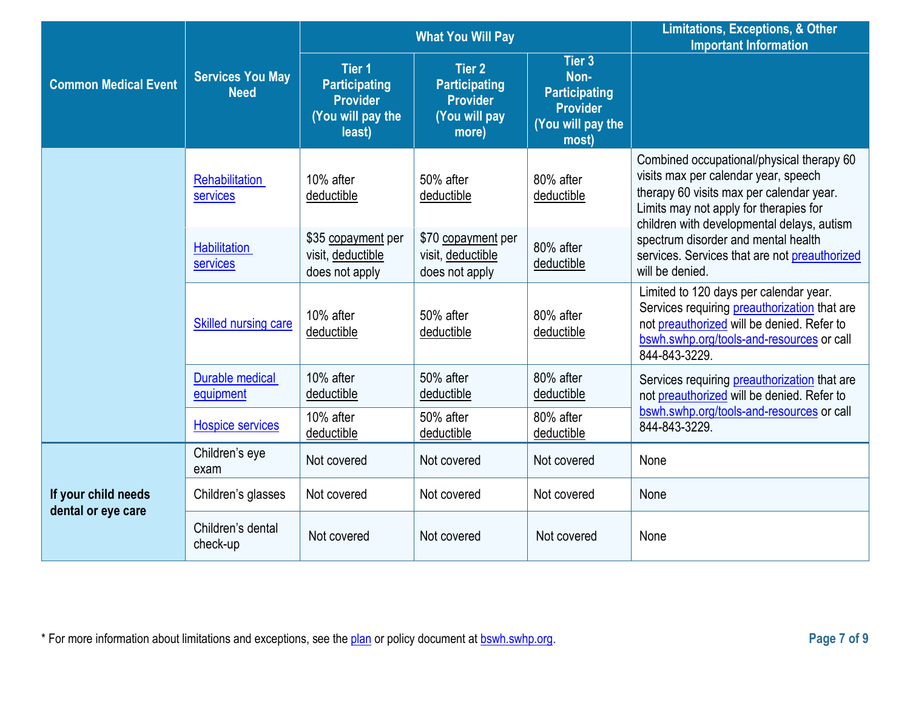| Common Medical Event | Services You May Need | What You Will Pay | | | Limitations, Exceptions, & Other Important Information |
|---|---|---|---|---|---|
| | | Tier 1 Participating Provider (You will pay the least) | Tier 2 Participating Provider (You will pay more) | Tier 3 Non-Participating Provider (You will pay the most) | |
| | Rehabilitation services | 10% after deductible | 50% after deductible | 80% after deductible | Combined occupational/physical therapy 60 visits max per calendar year, speech therapy 60 visits max per calendar year. Limits may not apply for therapies for children with developmental delays, autism spectrum disorder and mental health services. Services that are not preauthorized will be denied. |
| | Habilitation services | $35 copayment per visit, deductible does not apply | $70 copayment per visit, deductible does not apply | 80% after deductible | |
| | Skilled nursing care | 10% after deductible | 50% after deductible | 80% after deductible | Limited to 120 days per calendar year. Services requiring preauthorization that are not preauthorized will be denied. Refer to bswh.swhp.org/tools-and-resources or call 844-843-3229. |
| | Durable medical equipment | 10% after deductible | 50% after deductible | 80% after deductible | Services requiring preauthorization that are not preauthorized will be denied. Refer to bswh.swhp.org/tools-and-resources or call 844-843-3229. |
| | Hospice services | 10% after deductible | 50% after deductible | 80% after deductible | |
| If your child needs dental or eye care | Children's eye exam | Not covered | Not covered | Not covered | None |
| | Children's glasses | Not covered | Not covered | Not covered | None |
| | Children's dental check-up | Not covered | Not covered | Not covered | None |

\* For more information about limitations and exceptions, see the plan or policy document at bswh.swhp.org.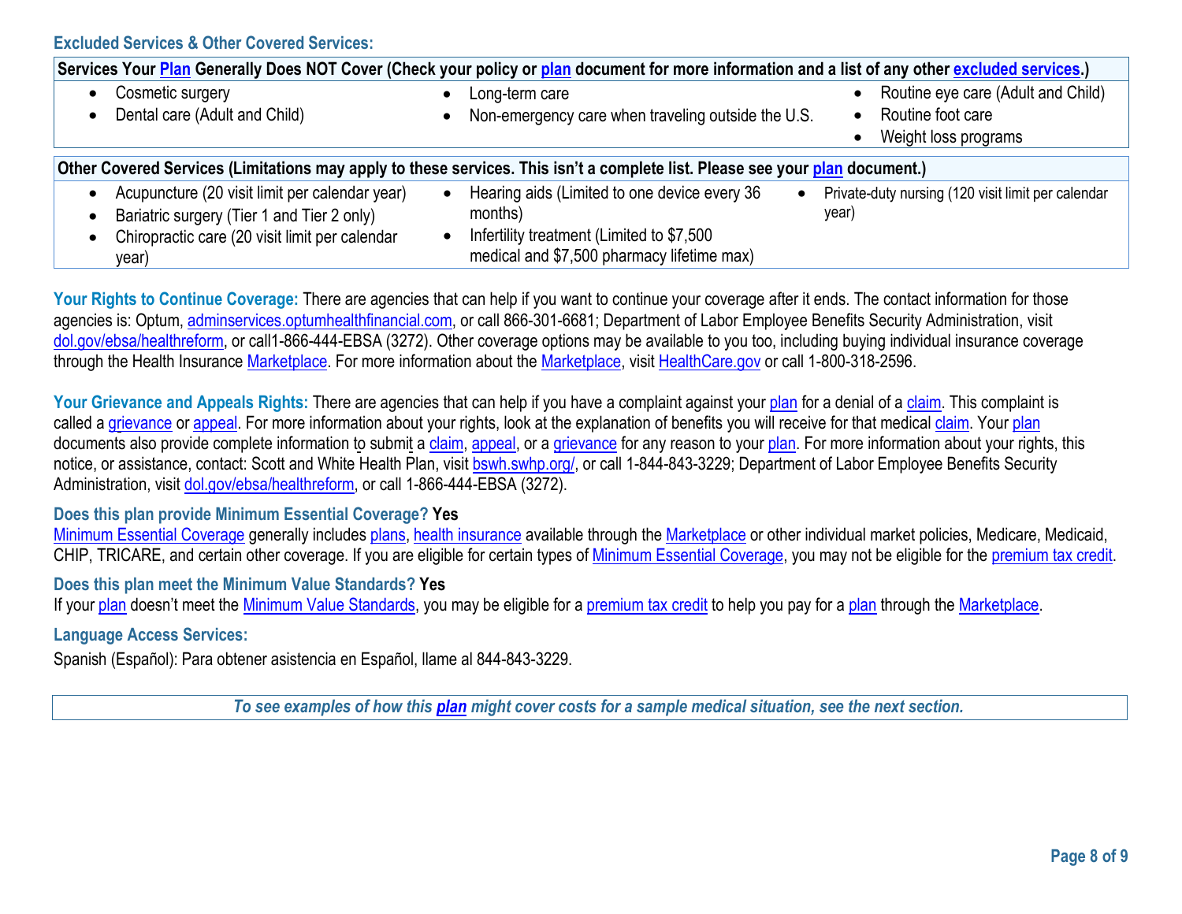## Excluded Services & Other Covered Services:

| Services Your Plan Generally Does NOT Cover (Check your policy or plan document for more information and a list of any other excluded services.) | | |
|---|---|---|
| • Cosmetic surgery<br>• Dental care (Adult and Child) | • Long-term care<br>• Non-emergency care when traveling outside the U.S. | • Routine eye care (Adult and Child)<br>• Routine foot care<br>• Weight loss programs |

| Other Covered Services (Limitations may apply to these services. This isn't a complete list. Please see your plan document.) | | |
|---|---|---|
| • Acupuncture (20 visit limit per calendar year)<br>• Bariatric surgery (Tier 1 and Tier 2 only)<br>• Chiropractic care (20 visit limit per calendar year) | • Hearing aids (Limited to one device every 36 months)<br>• Infertility treatment (Limited to $7,500 medical and $7,500 pharmacy lifetime max) | • Private-duty nursing (120 visit limit per calendar year) |

**Your Rights to Continue Coverage:** There are agencies that can help if you want to continue your coverage after it ends. The contact information for those agencies is: Optum, adminservices.optumhealthfinancial.com, or call 866-301-6681; Department of Labor Employee Benefits Security Administration, visit dol.gov/ebsa/healthreform, or call1-866-444-EBSA (3272). Other coverage options may be available to you too, including buying individual insurance coverage through the Health Insurance Marketplace. For more information about the Marketplace, visit HealthCare.gov or call 1-800-318-2596.

**Your Grievance and Appeals Rights:** There are agencies that can help if you have a complaint against your plan for a denial of a claim. This complaint is called a grievance or appeal. For more information about your rights, look at the explanation of benefits you will receive for that medical claim. Your plan documents also provide complete information to submit a claim, appeal, or a grievance for any reason to your plan. For more information about your rights, this notice, or assistance, contact: Scott and White Health Plan, visit bswh.swhp.org/, or call 1-844-843-3229; Department of Labor Employee Benefits Security Administration, visit dol.gov/ebsa/healthreform, or call 1-866-444-EBSA (3272).

**Does this plan provide Minimum Essential Coverage? Yes**

Minimum Essential Coverage generally includes plans, health insurance available through the Marketplace or other individual market policies, Medicare, Medicaid, CHIP, TRICARE, and certain other coverage. If you are eligible for certain types of Minimum Essential Coverage, you may not be eligible for the premium tax credit.

**Does this plan meet the Minimum Value Standards? Yes**

If your plan doesn't meet the Minimum Value Standards, you may be eligible for a premium tax credit to help you pay for a plan through the Marketplace.

**Language Access Services:**

Spanish (Español): Para obtener asistencia en Español, llame al 844-843-3229.

*To see examples of how this **plan** might cover costs for a sample medical situation, see the next section.*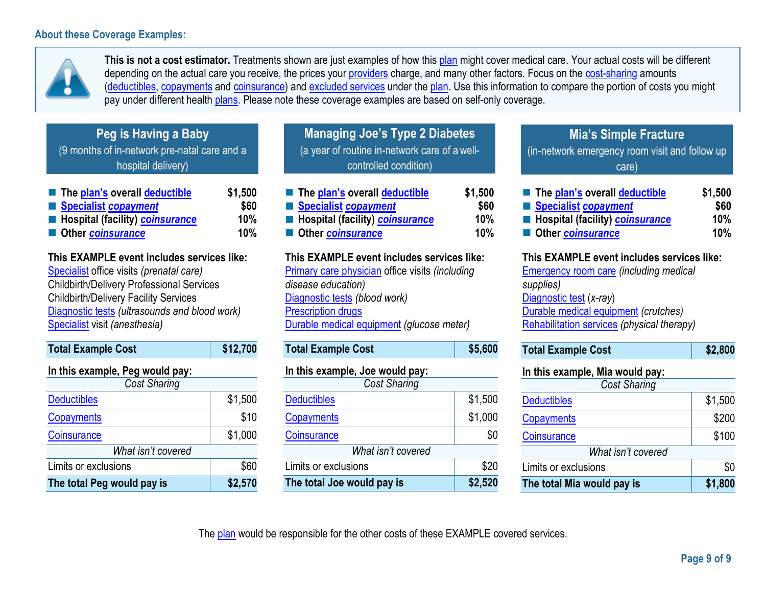**About these Coverage Examples:**

**This is not a cost estimator.** Treatments shown are just examples of how this plan might cover medical care. Your actual costs will be different depending on the actual care you receive, the prices your providers charge, and many other factors. Focus on the cost-sharing amounts (deductibles, copayments and coinsurance) and excluded services under the plan. Use this information to compare the portion of costs you might pay under different health plans. Please note these coverage examples are based on self-only coverage.

## Peg is Having a Baby

(9 months of in-network pre-natal care and a hospital delivery)

- **The plan's overall deductible** **$1,500**
- **Specialist *copayment*** **$60**
- **Hospital (facility) *coinsurance*** **10%**
- **Other *coinsurance*** **10%**

**This EXAMPLE event includes services like:**
Specialist office visits *(prenatal care)*
Childbirth/Delivery Professional Services
Childbirth/Delivery Facility Services
Diagnostic tests *(ultrasounds and blood work)*
Specialist visit *(anesthesia)*

| **Total Example Cost** | **$12,700** |
|---|---|

**In this example, Peg would pay:**

| *Cost Sharing* | |
|---|---|
| Deductibles | $1,500 |
| Copayments | $10 |
| Coinsurance | $1,000 |
| *What isn't covered* | |
| Limits or exclusions | $60 |
| **The total Peg would pay is** | **$2,570** |

## Managing Joe's Type 2 Diabetes

(a year of routine in-network care of a well-controlled condition)

- **The plan's overall deductible** **$1,500**
- **Specialist *copayment*** **$60**
- **Hospital (facility) *coinsurance*** **10%**
- **Other *coinsurance*** **10%**

**This EXAMPLE event includes services like:**
Primary care physician office visits *(including disease education)*
Diagnostic tests *(blood work)*
Prescription drugs
Durable medical equipment *(glucose meter)*

| **Total Example Cost** | **$5,600** |
|---|---|

**In this example, Joe would pay:**

| *Cost Sharing* | |
|---|---|
| Deductibles | $1,500 |
| Copayments | $1,000 |
| Coinsurance | $0 |
| *What isn't covered* | |
| Limits or exclusions | $20 |
| **The total Joe would pay is** | **$2,520** |

## Mia's Simple Fracture

(in-network emergency room visit and follow up care)

- **The plan's overall deductible** **$1,500**
- **Specialist *copayment*** **$60**
- **Hospital (facility) *coinsurance*** **10%**
- **Other *coinsurance*** **10%**

**This EXAMPLE event includes services like:**
Emergency room care *(including medical supplies)*
Diagnostic test *(x-ray)*
Durable medical equipment *(crutches)*
Rehabilitation services *(physical therapy)*

| **Total Example Cost** | **$2,800** |
|---|---|

**In this example, Mia would pay:**

| *Cost Sharing* | |
|---|---|
| Deductibles | $1,500 |
| Copayments | $200 |
| Coinsurance | $100 |
| *What isn't covered* | |
| Limits or exclusions | $0 |
| **The total Mia would pay is** | **$1,800** |

The plan would be responsible for the other costs of these EXAMPLE covered services.